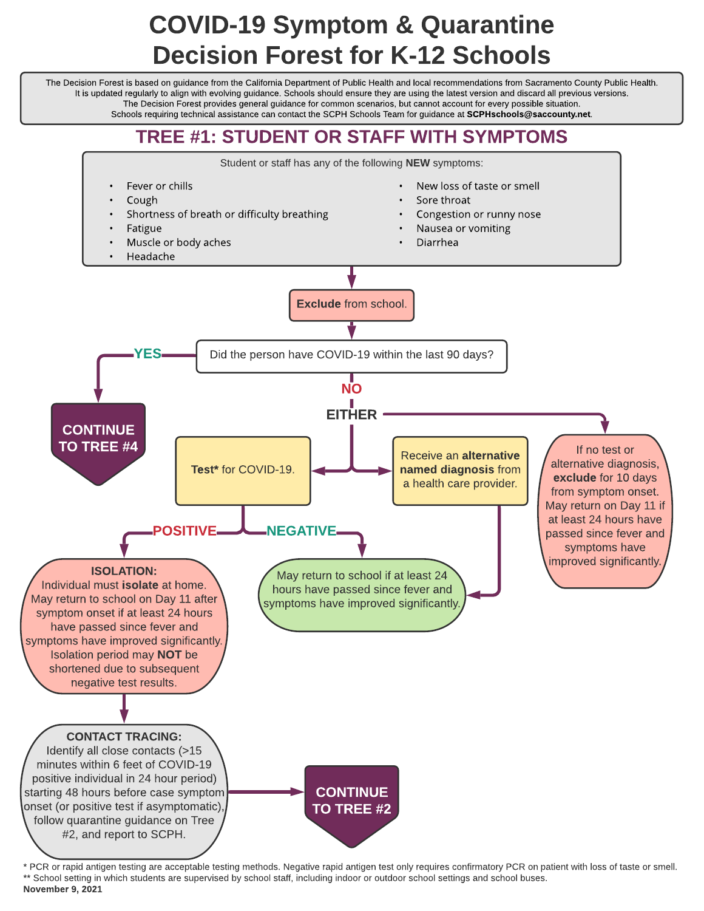# COVID-19 Symptom & Quarantine Decision Forest for K-12 Schools

The Decision Forest is based on guidance from the California Department of Public Health and local recommendations from Sacramento County Public Health. It is updated regularly to align with evolving guidance. Schools should ensure they are using the latest version and discard all previous versions. The Decision Forest provides general guidance for common scenarios, but cannot account for every possible situation. Schools requiring technical assistance can contact the SCPH Schools Team for guidance at **SCPHschools@saccounty.net**.

## TREE #1: STUDENT OR STAFF WITH SYMPTOMS

Student or staff has any of the following **NEW** symptoms:

- Fever or chills
- Cough
- Shortness of breath or difficulty breathing
- Fatigue
- Muscle or body aches
- Headache
- New loss of taste or smell
- Sore throat
- Congestion or runny nose
- Nausea or vomiting
- Diarrhea

→ **Exclude** from school.

→ Did the person have COVID-19 within the last 90 days?

- **YES** → **CONTINUE TO TREE #4**
- **NO** → **EITHER**:
  - **Test*** for COVID-19.
    - **POSITIVE** → **ISOLATION:** Individual must **isolate** at home. May return to school on Day 11 after symptom onset if at least 24 hours have passed since fever and symptoms have improved significantly. Isolation period may **NOT** be shortened due to subsequent negative test results.
      - → **CONTACT TRACING:** Identify all close contacts (>15 minutes within 6 feet of COVID-19 positive individual in 24 hour period) starting 48 hours before case symptom onset (or positive test if asymptomatic), follow quarantine guidance on Tree #2, and report to SCPH.
      - → **CONTINUE TO TREE #2**
    - **NEGATIVE** → May return to school if at least 24 hours have passed since fever and symptoms have improved significantly.
  - Receive an **alternative named diagnosis** from a health care provider. → May return to school if at least 24 hours have passed since fever and symptoms have improved significantly.
  - If no test or alternative diagnosis, **exclude** for 10 days from symptom onset. May return on Day 11 if at least 24 hours have passed since fever and symptoms have improved significantly.

\* PCR or rapid antigen testing are acceptable testing methods. Negative rapid antigen test only requires confirmatory PCR on patient with loss of taste or smell.

\*\* School setting in which students are supervised by school staff, including indoor or outdoor school settings and school buses.

**November 9, 2021**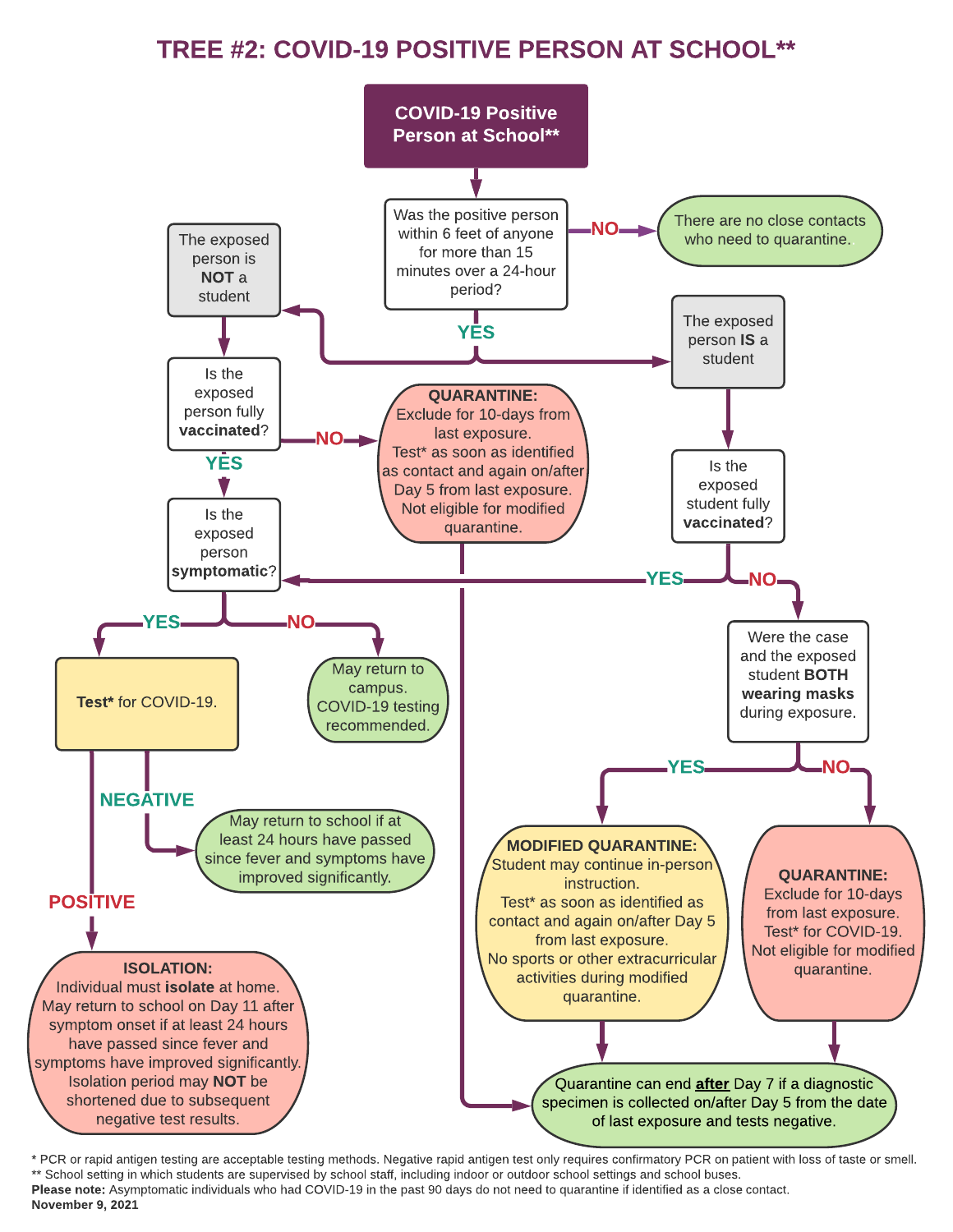# TREE #2: COVID-19 POSITIVE PERSON AT SCHOOL**

**COVID-19 Positive Person at School****

Was the positive person within 6 feet of anyone for more than 15 minutes over a 24-hour period?

- **NO** → There are no close contacts who need to quarantine.
- **YES** →
  - The exposed person is **NOT** a student
    - Is the exposed person fully **vaccinated**?
      - **NO** → **QUARANTINE:** Exclude for 10-days from last exposure. Test* as soon as identified as contact and again on/after Day 5 from last exposure. Not eligible for modified quarantine.
        - → Quarantine can end **after** Day 7 if a diagnostic specimen is collected on/after Day 5 from the date of last exposure and tests negative.
      - **YES** → Is the exposed person **symptomatic**?
  - The exposed person **IS** a student
    - Is the exposed student fully **vaccinated**?
      - **YES** → Is the exposed person **symptomatic**?
      - **NO** → Were the case and the exposed student **BOTH wearing masks** during exposure.
        - **YES** → **MODIFIED QUARANTINE:** Student may continue in-person instruction. Test* as soon as identified as contact and again on/after Day 5 from last exposure. No sports or other extracurricular activities during modified quarantine.
          - → Quarantine can end **after** Day 7 if a diagnostic specimen is collected on/after Day 5 from the date of last exposure and tests negative.
        - **NO** → **QUARANTINE:** Exclude for 10-days from last exposure. Test* for COVID-19. Not eligible for modified quarantine.
          - → Quarantine can end **after** Day 7 if a diagnostic specimen is collected on/after Day 5 from the date of last exposure and tests negative.

Is the exposed person **symptomatic**?

- **YES** → **Test*** for COVID-19.
  - **NEGATIVE** → May return to school if at least 24 hours have passed since fever and symptoms have improved significantly.
  - **POSITIVE** → **ISOLATION:** Individual must **isolate** at home. May return to school on Day 11 after symptom onset if at least 24 hours have passed since fever and symptoms have improved significantly. Isolation period may **NOT** be shortened due to subsequent negative test results.
- **NO** → May return to campus. COVID-19 testing recommended.

\* PCR or rapid antigen testing are acceptable testing methods. Negative rapid antigen test only requires confirmatory PCR on patient with loss of taste or smell.
** School setting in which students are supervised by school staff, including indoor or outdoor school settings and school buses.
**Please note:** Asymptomatic individuals who had COVID-19 in the past 90 days do not need to quarantine if identified as a close contact.
**November 9, 2021**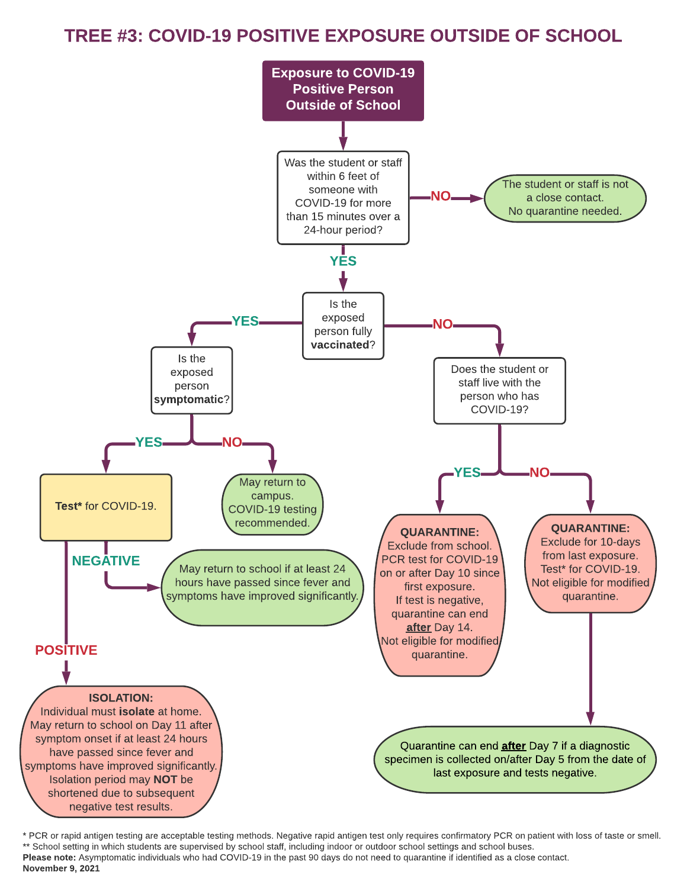# TREE #3: COVID-19 POSITIVE EXPOSURE OUTSIDE OF SCHOOL

**Exposure to COVID-19 Positive Person Outside of School**

Was the student or staff within 6 feet of someone with COVID-19 for more than 15 minutes over a 24-hour period?

- **NO** → The student or staff is not a close contact. No quarantine needed.
- **YES** → Is the exposed person fully **vaccinated**?
  - **YES** → Is the exposed person **symptomatic**?
    - **YES** → **Test*** for COVID-19.
      - **NEGATIVE** → May return to school if at least 24 hours have passed since fever and symptoms have improved significantly.
      - **POSITIVE** → **ISOLATION:** Individual must **isolate** at home. May return to school on Day 11 after symptom onset if at least 24 hours have passed since fever and symptoms have improved significantly. Isolation period may **NOT** be shortened due to subsequent negative test results.
    - **NO** → May return to campus. COVID-19 testing recommended.
  - **NO** → Does the student or staff live with the person who has COVID-19?
    - **YES** → **QUARANTINE:** Exclude from school. PCR test for COVID-19 on or after Day 10 since first exposure. If test is negative, quarantine can end **after** Day 14. Not eligible for modified quarantine.
    - **NO** → **QUARANTINE:** Exclude for 10-days from last exposure. Test* for COVID-19. Not eligible for modified quarantine.
      - Quarantine can end **after** Day 7 if a diagnostic specimen is collected on/after Day 5 from the date of last exposure and tests negative.

\* PCR or rapid antigen testing are acceptable testing methods. Negative rapid antigen test only requires confirmatory PCR on patient with loss of taste or smell.
\*\* School setting in which students are supervised by school staff, including indoor or outdoor school settings and school buses.
**Please note:** Asymptomatic individuals who had COVID-19 in the past 90 days do not need to quarantine if identified as a close contact.
**November 9, 2021**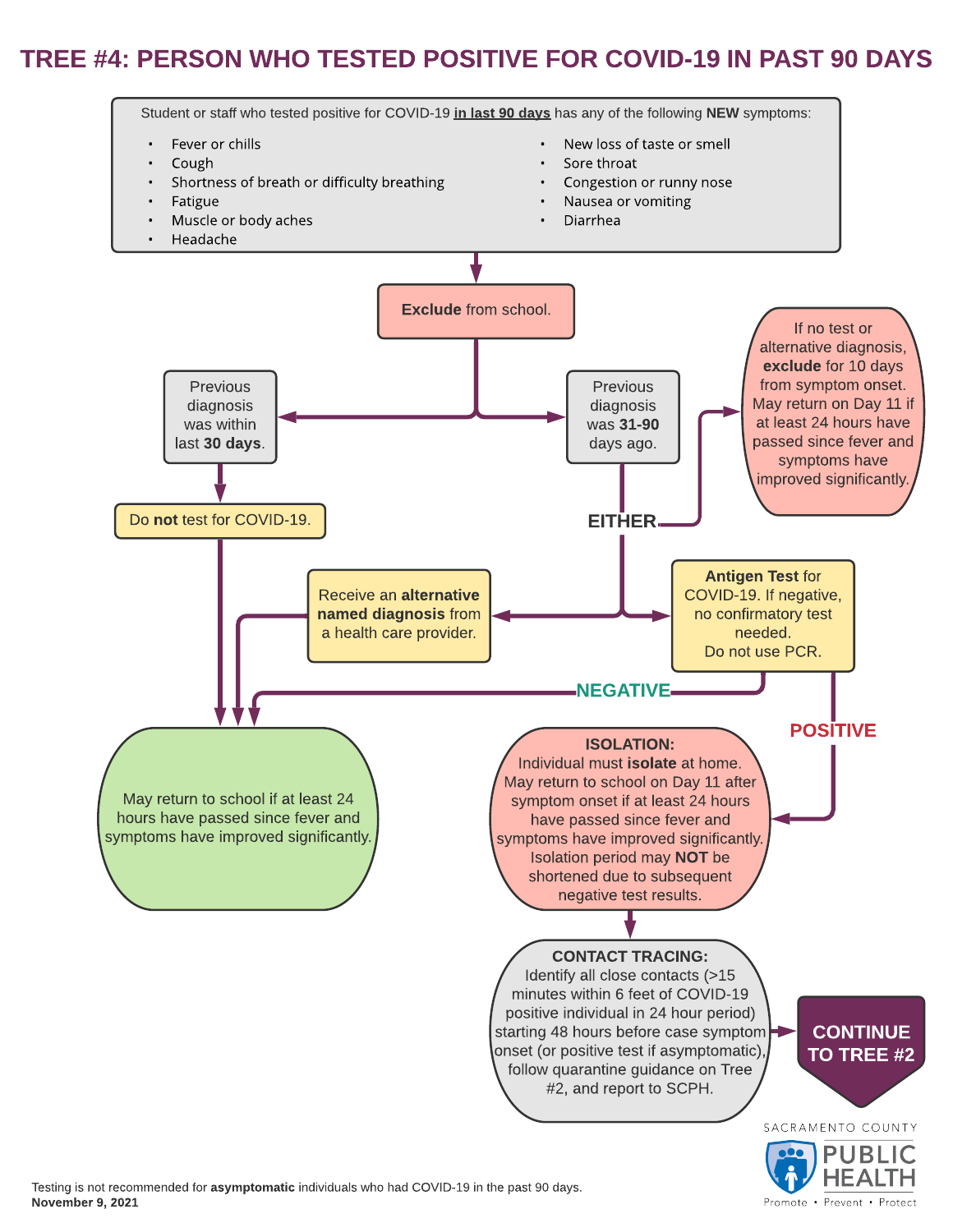# TREE #4: PERSON WHO TESTED POSITIVE FOR COVID-19 IN PAST 90 DAYS

Student or staff who tested positive for COVID-19 **in last 90 days** has any of the following **NEW** symptoms:

- Fever or chills
- Cough
- Shortness of breath or difficulty breathing
- Fatigue
- Muscle or body aches
- Headache
- New loss of taste or smell
- Sore throat
- Congestion or runny nose
- Nausea or vomiting
- Diarrhea

**Exclude** from school.

Previous diagnosis was within last **30 days**.

Do **not** test for COVID-19.

Previous diagnosis was **31-90** days ago.

EITHER

If no test or alternative diagnosis, **exclude** for 10 days from symptom onset. May return on Day 11 if at least 24 hours have passed since fever and symptoms have improved significantly.

Receive an **alternative named diagnosis** from a health care provider.

**Antigen Test** for COVID-19. If negative, no confirmatory test needed. Do not use PCR.

NEGATIVE

May return to school if at least 24 hours have passed since fever and symptoms have improved significantly.

POSITIVE

**ISOLATION:** Individual must **isolate** at home. May return to school on Day 11 after symptom onset if at least 24 hours have passed since fever and symptoms have improved significantly. Isolation period may **NOT** be shortened due to subsequent negative test results.

**CONTACT TRACING:** Identify all close contacts (>15 minutes within 6 feet of COVID-19 positive individual in 24 hour period) starting 48 hours before case symptom onset (or positive test if asymptomatic), follow quarantine guidance on Tree #2, and report to SCPH.

CONTINUE TO TREE #2

Testing is not recommended for **asymptomatic** individuals who had COVID-19 in the past 90 days.

**November 9, 2021**

SACRAMENTO COUNTY PUBLIC HEALTH
Promote • Prevent • Protect